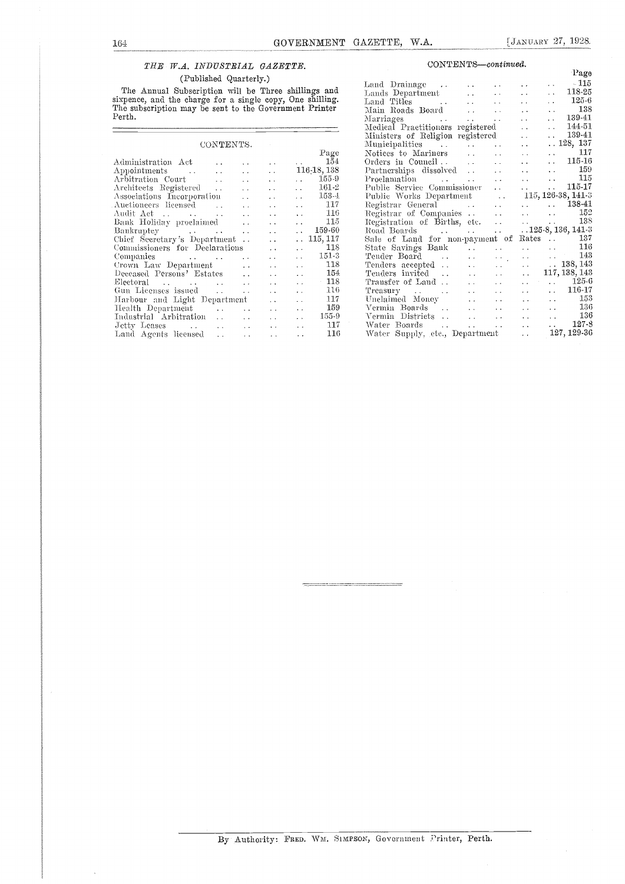*THE W.A. INDUSTRIAL GAZETTE.*

(Published Quarterly.)

The Annual Subscription will be Three shillings and sixpence, and the charge for a single copy, One shilling. The subscription may be sent to the Government Printer Perth.

---

## CONTENTS.

| | Page |
|---|---|
| Administration Act | 154 |
| Appointments | 116-18, 138 |
| Arbitration Court | 155-9 |
| Architects Registered | 161-2 |
| Associations Incorporation | 153-4 |
| Auctioneers licensed | 117 |
| Audit Act | 116 |
| Bank Holiday proclaimed | 115 |
| Bankruptcy | 159-60 |
| Chief Secretary's Department | 115, 117 |
| Commissioners for Declarations | 118 |
| Companies | 151-3 |
| Crown Law Department | 118 |
| Deceased Persons' Estates | 154 |
| Electoral | 118 |
| Gun Licenses issued | 116 |
| Harbour and Light Department | 117 |
| Health Department | 159 |
| Industrial Arbitration | 155-9 |
| Jetty Leases | 117 |
| Land Agents licensed | 116 |
| Land Drainage | 115 |
| Lands Department | 118-25 |
| Land Titles | 125-6 |
| Main Roads Board | 138 |
| Marriages | 139-41 |
| Medical Practitioners registered | 144-51 |
| Ministers of Religion registered | 139-41 |
| Municipalities | 128, 137 |
| Notices to Mariners | 117 |
| Orders in Council | 115-16 |
| Partnerships dissolved | 159 |
| Proclamation | 115 |
| Public Service Commissioner | 115-17 |
| Public Works Department | 115, 126-38, 141-3 |
| Registrar General | 138-41 |
| Registrar of Companies | 152 |
| Registration of Births, etc. | 138 |
| Road Boards | 125-8, 136, 141-3 |
| Sale of Land for non-payment of Rates | 137 |
| State Savings Bank | 116 |
| Tender Board | 143 |
| Tenders accepted | 138, 143 |
| Tenders invited | 117, 138, 143 |
| Transfer of Land | 125-6 |
| Treasury | 116-17 |
| Unclaimed Money | 153 |
| Vermin Boards | 136 |
| Vermin Districts | 136 |
| Water Boards | 127-8 |
| Water Supply, etc., Department | 127, 129-36 |

---

By Authority: FRED. WM. SIMPSON, Government Printer, Perth.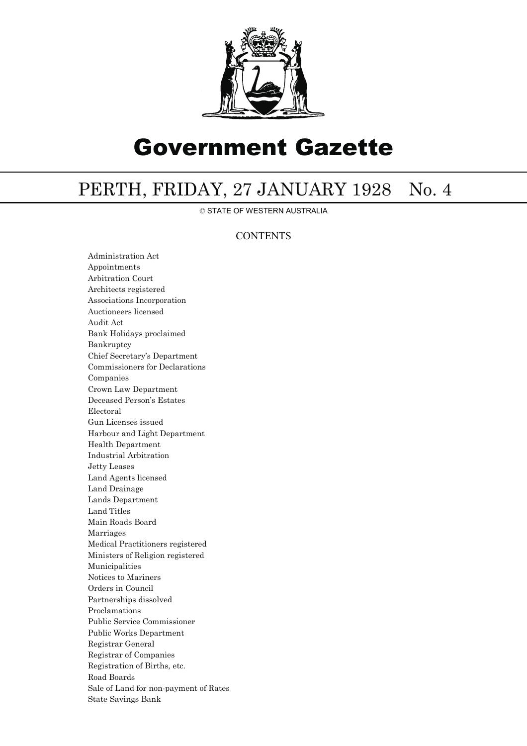# Government Gazette

## PERTH, FRIDAY, 27 JANUARY 1928 No. 4

© STATE OF WESTERN AUSTRALIA

### CONTENTS

Administration Act
Appointments
Arbitration Court
Architects registered
Associations Incorporation
Auctioneers licensed
Audit Act
Bank Holidays proclaimed
Bankruptcy
Chief Secretary's Department
Commissioners for Declarations
Companies
Crown Law Department
Deceased Person's Estates
Electoral
Gun Licenses issued
Harbour and Light Department
Health Department
Industrial Arbitration
Jetty Leases
Land Agents licensed
Land Drainage
Lands Department
Land Titles
Main Roads Board
Marriages
Medical Practitioners registered
Ministers of Religion registered
Municipalities
Notices to Mariners
Orders in Council
Partnerships dissolved
Proclamations
Public Service Commissioner
Public Works Department
Registrar General
Registrar of Companies
Registration of Births, etc.
Road Boards
Sale of Land for non-payment of Rates
State Savings Bank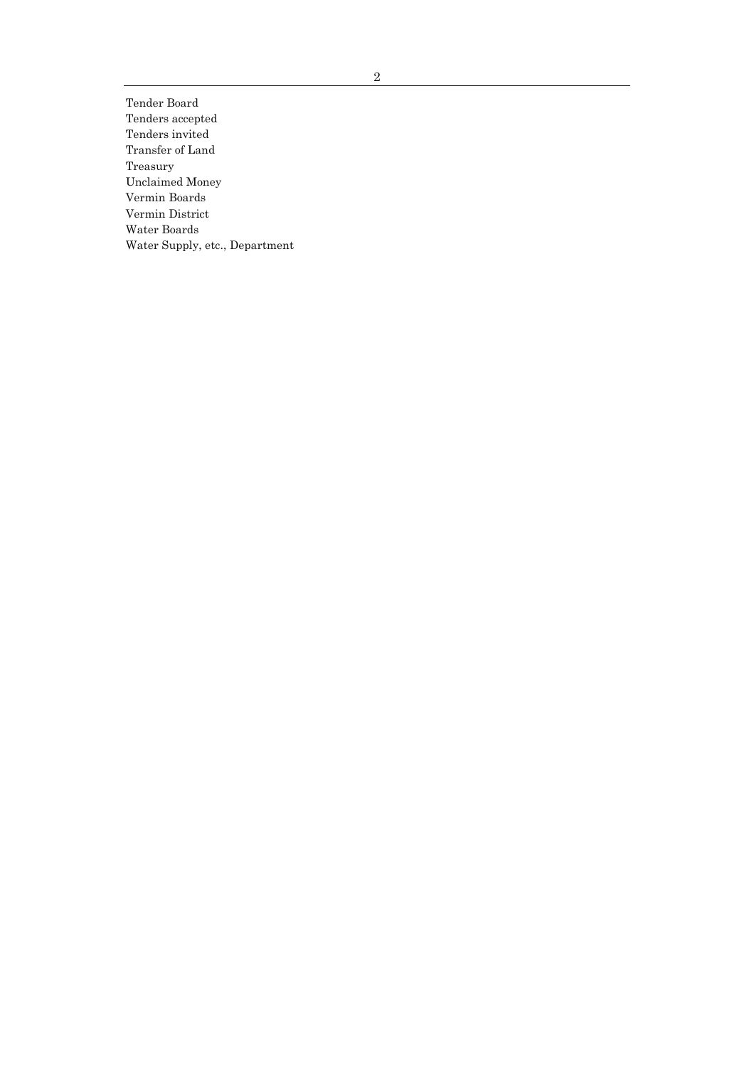Tender Board
Tenders accepted
Tenders invited
Transfer of Land
Treasury
Unclaimed Money
Vermin Boards
Vermin District
Water Boards
Water Supply, etc., Department